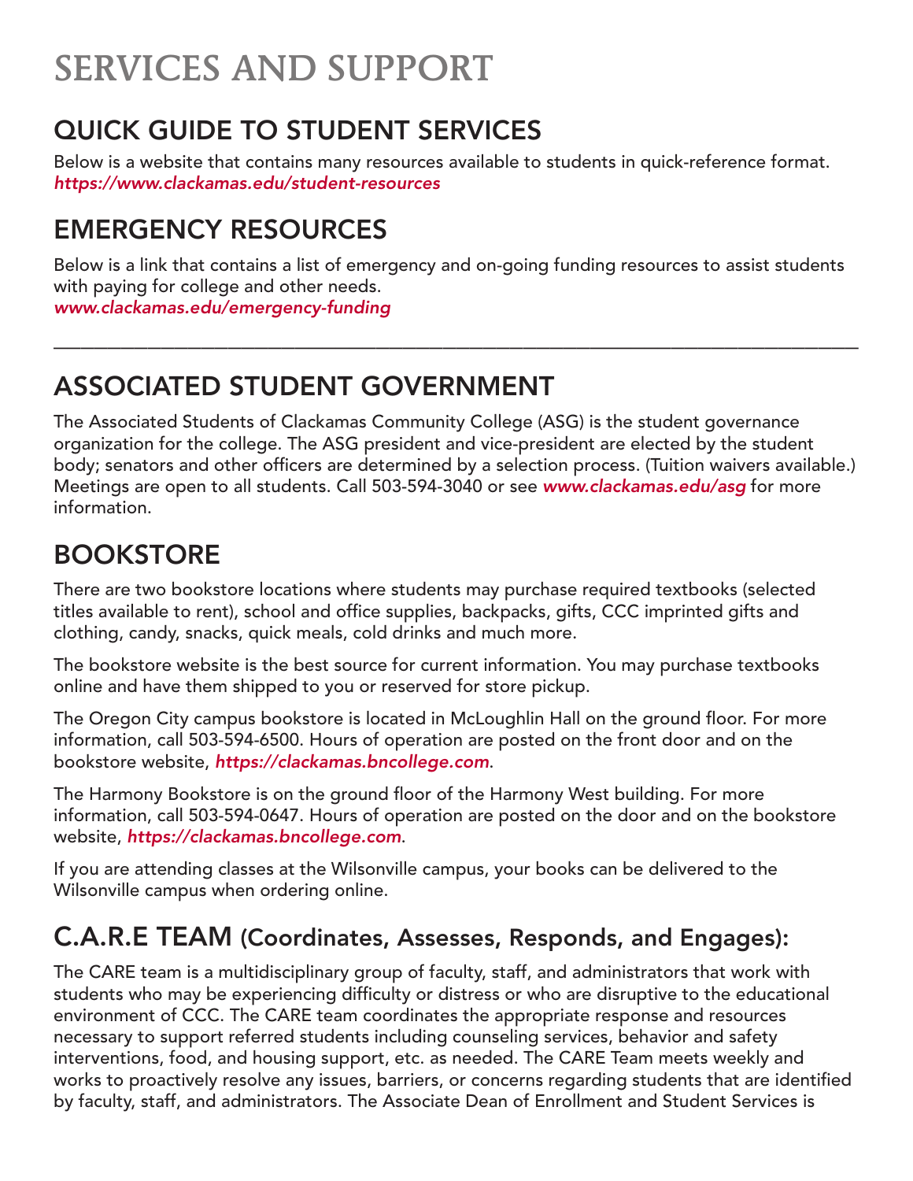# SERVICES AND SUPPORT

## QUICK GUIDE TO STUDENT SERVICES

Below is a website that contains many resources available to students in quick-reference format.
*https://www.clackamas.edu/student-resources*

## EMERGENCY RESOURCES

Below is a link that contains a list of emergency and on-going funding resources to assist students with paying for college and other needs.
*www.clackamas.edu/emergency-funding*

---

## ASSOCIATED STUDENT GOVERNMENT

The Associated Students of Clackamas Community College (ASG) is the student governance organization for the college. The ASG president and vice-president are elected by the student body; senators and other officers are determined by a selection process. (Tuition waivers available.) Meetings are open to all students. Call 503-594-3040 or see ***www.clackamas.edu/asg*** for more information.

## BOOKSTORE

There are two bookstore locations where students may purchase required textbooks (selected titles available to rent), school and office supplies, backpacks, gifts, CCC imprinted gifts and clothing, candy, snacks, quick meals, cold drinks and much more.

The bookstore website is the best source for current information. You may purchase textbooks online and have them shipped to you or reserved for store pickup.

The Oregon City campus bookstore is located in McLoughlin Hall on the ground floor. For more information, call 503-594-6500. Hours of operation are posted on the front door and on the bookstore website, ***https://clackamas.bncollege.com***.

The Harmony Bookstore is on the ground floor of the Harmony West building. For more information, call 503-594-0647. Hours of operation are posted on the door and on the bookstore website, ***https://clackamas.bncollege.com***.

If you are attending classes at the Wilsonville campus, your books can be delivered to the Wilsonville campus when ordering online.

## C.A.R.E TEAM (Coordinates, Assesses, Responds, and Engages):

The CARE team is a multidisciplinary group of faculty, staff, and administrators that work with students who may be experiencing difficulty or distress or who are disruptive to the educational environment of CCC. The CARE team coordinates the appropriate response and resources necessary to support referred students including counseling services, behavior and safety interventions, food, and housing support, etc. as needed. The CARE Team meets weekly and works to proactively resolve any issues, barriers, or concerns regarding students that are identified by faculty, staff, and administrators. The Associate Dean of Enrollment and Student Services is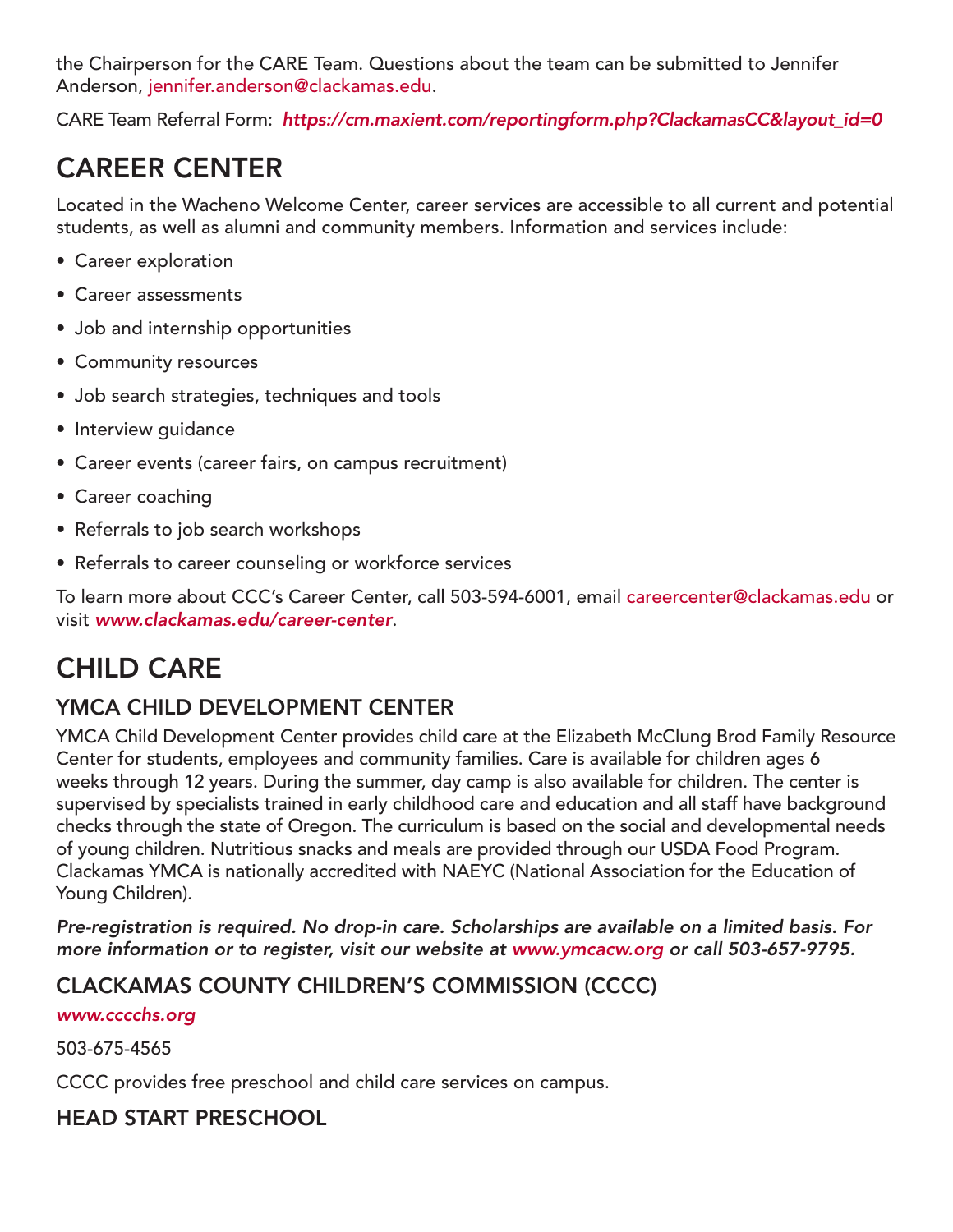the Chairperson for the CARE Team. Questions about the team can be submitted to Jennifer Anderson, jennifer.anderson@clackamas.edu.

CARE Team Referral Form: ***https://cm.maxient.com/reportingform.php?ClackamasCC&layout_id=0***

# CAREER CENTER

Located in the Wacheno Welcome Center, career services are accessible to all current and potential students, as well as alumni and community members. Information and services include:

- Career exploration
- Career assessments
- Job and internship opportunities
- Community resources
- Job search strategies, techniques and tools
- Interview guidance
- Career events (career fairs, on campus recruitment)
- Career coaching
- Referrals to job search workshops
- Referrals to career counseling or workforce services

To learn more about CCC's Career Center, call 503-594-6001, email careercenter@clackamas.edu or visit ***www.clackamas.edu/career-center***.

# CHILD CARE

## YMCA CHILD DEVELOPMENT CENTER

YMCA Child Development Center provides child care at the Elizabeth McClung Brod Family Resource Center for students, employees and community families. Care is available for children ages 6 weeks through 12 years. During the summer, day camp is also available for children. The center is supervised by specialists trained in early childhood care and education and all staff have background checks through the state of Oregon. The curriculum is based on the social and developmental needs of young children. Nutritious snacks and meals are provided through our USDA Food Program. Clackamas YMCA is nationally accredited with NAEYC (National Association for the Education of Young Children).

***Pre-registration is required. No drop-in care. Scholarships are available on a limited basis. For more information or to register, visit our website at www.ymcacw.org or call 503-657-9795.***

## CLACKAMAS COUNTY CHILDREN'S COMMISSION (CCCC)

***www.cccchs.org***

503-675-4565

CCCC provides free preschool and child care services on campus.

## HEAD START PRESCHOOL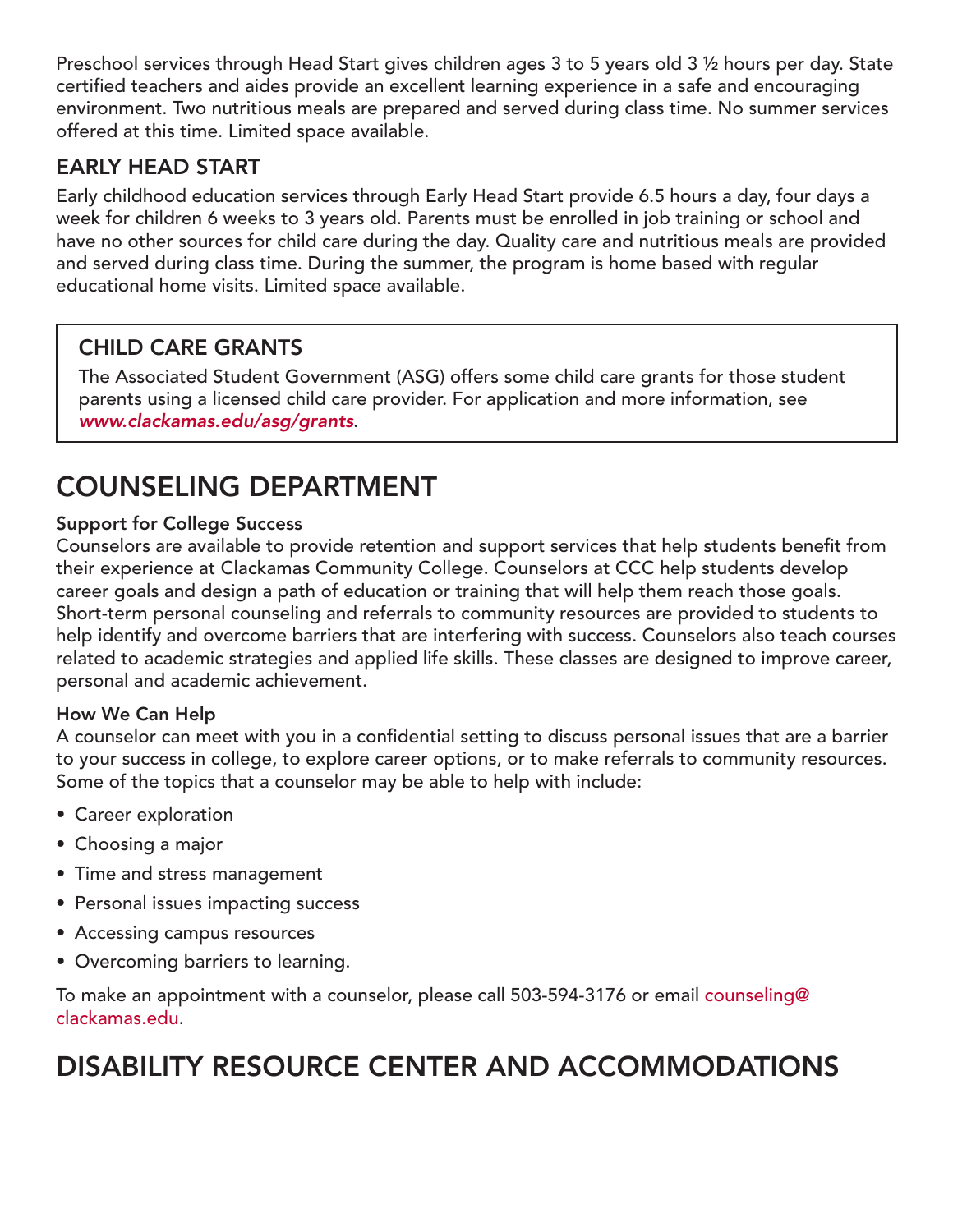Preschool services through Head Start gives children ages 3 to 5 years old 3 ½ hours per day. State certified teachers and aides provide an excellent learning experience in a safe and encouraging environment. Two nutritious meals are prepared and served during class time. No summer services offered at this time. Limited space available.

### EARLY HEAD START

Early childhood education services through Early Head Start provide 6.5 hours a day, four days a week for children 6 weeks to 3 years old. Parents must be enrolled in job training or school and have no other sources for child care during the day. Quality care and nutritious meals are provided and served during class time. During the summer, the program is home based with regular educational home visits. Limited space available.

### CHILD CARE GRANTS

The Associated Student Government (ASG) offers some child care grants for those student parents using a licensed child care provider. For application and more information, see *www.clackamas.edu/asg/grants*.

## COUNSELING DEPARTMENT

**Support for College Success**

Counselors are available to provide retention and support services that help students benefit from their experience at Clackamas Community College. Counselors at CCC help students develop career goals and design a path of education or training that will help them reach those goals. Short-term personal counseling and referrals to community resources are provided to students to help identify and overcome barriers that are interfering with success. Counselors also teach courses related to academic strategies and applied life skills. These classes are designed to improve career, personal and academic achievement.

**How We Can Help**

A counselor can meet with you in a confidential setting to discuss personal issues that are a barrier to your success in college, to explore career options, or to make referrals to community resources. Some of the topics that a counselor may be able to help with include:

- Career exploration
- Choosing a major
- Time and stress management
- Personal issues impacting success
- Accessing campus resources
- Overcoming barriers to learning.

To make an appointment with a counselor, please call 503-594-3176 or email counseling@clackamas.edu.

## DISABILITY RESOURCE CENTER AND ACCOMMODATIONS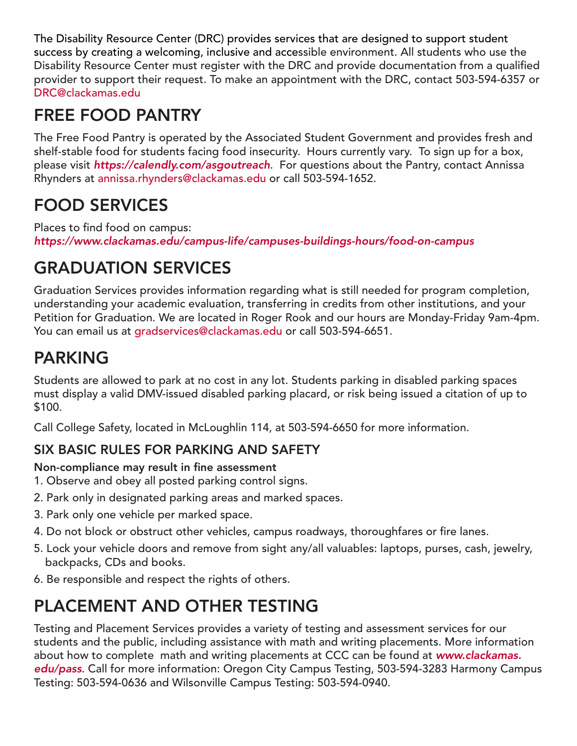The Disability Resource Center (DRC) provides services that are designed to support student success by creating a welcoming, inclusive and accessible environment. All students who use the Disability Resource Center must register with the DRC and provide documentation from a qualified provider to support their request. To make an appointment with the DRC, contact 503-594-6357 or DRC@clackamas.edu

## FREE FOOD PANTRY

The Free Food Pantry is operated by the Associated Student Government and provides fresh and shelf-stable food for students facing food insecurity. Hours currently vary. To sign up for a box, please visit ***https://calendly.com/asgoutreach***. For questions about the Pantry, contact Annissa Rhynders at annissa.rhynders@clackamas.edu or call 503-594-1652.

## FOOD SERVICES

Places to find food on campus:
***https://www.clackamas.edu/campus-life/campuses-buildings-hours/food-on-campus***

## GRADUATION SERVICES

Graduation Services provides information regarding what is still needed for program completion, understanding your academic evaluation, transferring in credits from other institutions, and your Petition for Graduation. We are located in Roger Rook and our hours are Monday-Friday 9am-4pm. You can email us at gradservices@clackamas.edu or call 503-594-6651.

## PARKING

Students are allowed to park at no cost in any lot. Students parking in disabled parking spaces must display a valid DMV-issued disabled parking placard, or risk being issued a citation of up to $100.

Call College Safety, located in McLoughlin 114, at 503-594-6650 for more information.

### SIX BASIC RULES FOR PARKING AND SAFETY

**Non-compliance may result in fine assessment**

1. Observe and obey all posted parking control signs.
2. Park only in designated parking areas and marked spaces.
3. Park only one vehicle per marked space.
4. Do not block or obstruct other vehicles, campus roadways, thoroughfares or fire lanes.
5. Lock your vehicle doors and remove from sight any/all valuables: laptops, purses, cash, jewelry, backpacks, CDs and books.
6. Be responsible and respect the rights of others.

## PLACEMENT AND OTHER TESTING

Testing and Placement Services provides a variety of testing and assessment services for our students and the public, including assistance with math and writing placements. More information about how to complete math and writing placements at CCC can be found at ***www.clackamas.edu/pass***. Call for more information: Oregon City Campus Testing, 503-594-3283 Harmony Campus Testing: 503-594-0636 and Wilsonville Campus Testing: 503-594-0940.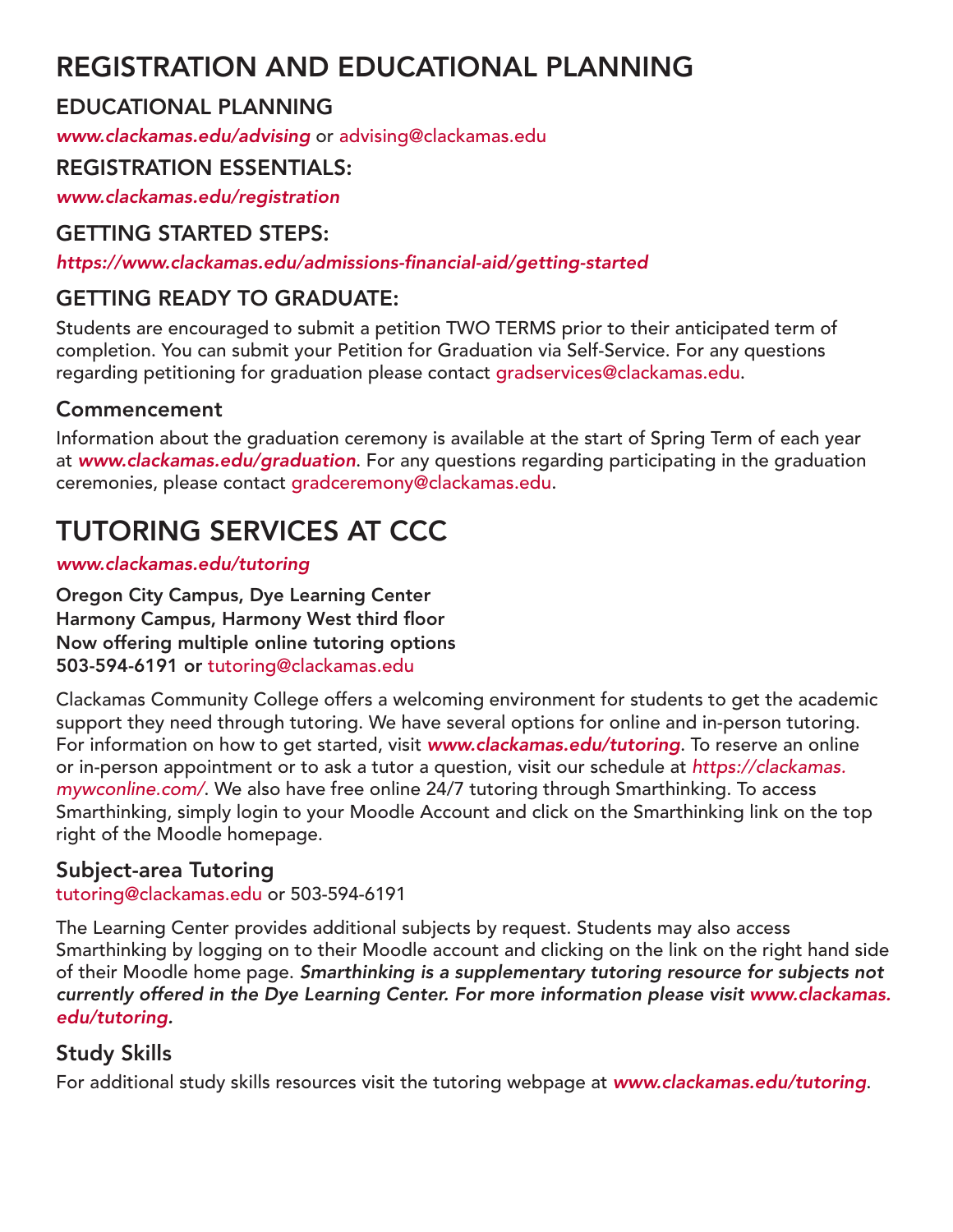# REGISTRATION AND EDUCATIONAL PLANNING

## EDUCATIONAL PLANNING

*www.clackamas.edu/advising* or advising@clackamas.edu

## REGISTRATION ESSENTIALS:

*www.clackamas.edu/registration*

## GETTING STARTED STEPS:

*https://www.clackamas.edu/admissions-financial-aid/getting-started*

## GETTING READY TO GRADUATE:

Students are encouraged to submit a petition TWO TERMS prior to their anticipated term of completion. You can submit your Petition for Graduation via Self-Service. For any questions regarding petitioning for graduation please contact gradservices@clackamas.edu.

### Commencement

Information about the graduation ceremony is available at the start of Spring Term of each year at ***www.clackamas.edu/graduation***. For any questions regarding participating in the graduation ceremonies, please contact gradceremony@clackamas.edu.

# TUTORING SERVICES AT CCC

*www.clackamas.edu/tutoring*

**Oregon City Campus, Dye Learning Center**
**Harmony Campus, Harmony West third floor**
**Now offering multiple online tutoring options**
**503-594-6191 or** tutoring@clackamas.edu

Clackamas Community College offers a welcoming environment for students to get the academic support they need through tutoring. We have several options for online and in-person tutoring. For information on how to get started, visit ***www.clackamas.edu/tutoring***. To reserve an online or in-person appointment or to ask a tutor a question, visit our schedule at *https://clackamas.mywconline.com/*. We also have free online 24/7 tutoring through Smarthinking. To access Smarthinking, simply login to your Moodle Account and click on the Smarthinking link on the top right of the Moodle homepage.

### Subject-area Tutoring

tutoring@clackamas.edu or 503-594-6191

The Learning Center provides additional subjects by request. Students may also access Smarthinking by logging on to their Moodle account and clicking on the link on the right hand side of their Moodle home page. ***Smarthinking is a supplementary tutoring resource for subjects not currently offered in the Dye Learning Center. For more information please visit www.clackamas.edu/tutoring.***

### Study Skills

For additional study skills resources visit the tutoring webpage at ***www.clackamas.edu/tutoring***.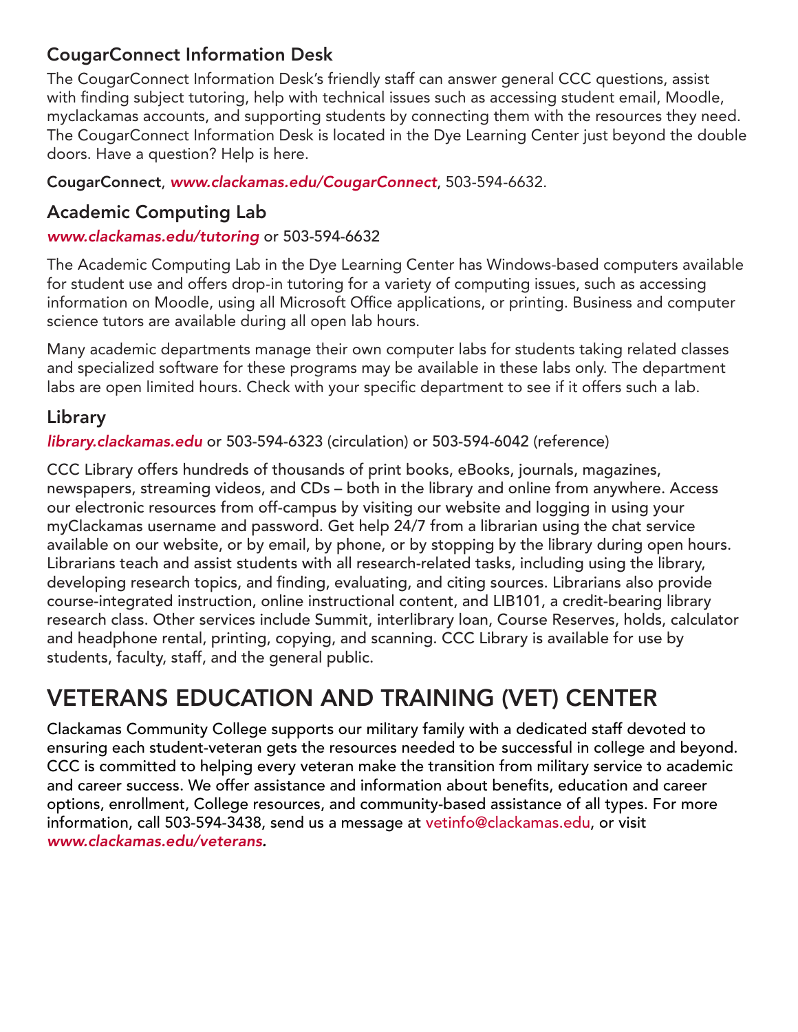### CougarConnect Information Desk

The CougarConnect Information Desk's friendly staff can answer general CCC questions, assist with finding subject tutoring, help with technical issues such as accessing student email, Moodle, myclackamas accounts, and supporting students by connecting them with the resources they need. The CougarConnect Information Desk is located in the Dye Learning Center just beyond the double doors. Have a question? Help is here.

**CougarConnect**, ***www.clackamas.edu/CougarConnect***, 503-594-6632.

### Academic Computing Lab

***www.clackamas.edu/tutoring*** or 503-594-6632

The Academic Computing Lab in the Dye Learning Center has Windows-based computers available for student use and offers drop-in tutoring for a variety of computing issues, such as accessing information on Moodle, using all Microsoft Office applications, or printing. Business and computer science tutors are available during all open lab hours.

Many academic departments manage their own computer labs for students taking related classes and specialized software for these programs may be available in these labs only. The department labs are open limited hours. Check with your specific department to see if it offers such a lab.

### Library

***library.clackamas.edu*** or 503-594-6323 (circulation) or 503-594-6042 (reference)

CCC Library offers hundreds of thousands of print books, eBooks, journals, magazines, newspapers, streaming videos, and CDs – both in the library and online from anywhere. Access our electronic resources from off-campus by visiting our website and logging in using your myClackamas username and password. Get help 24/7 from a librarian using the chat service available on our website, or by email, by phone, or by stopping by the library during open hours. Librarians teach and assist students with all research-related tasks, including using the library, developing research topics, and finding, evaluating, and citing sources. Librarians also provide course-integrated instruction, online instructional content, and LIB101, a credit-bearing library research class. Other services include Summit, interlibrary loan, Course Reserves, holds, calculator and headphone rental, printing, copying, and scanning. CCC Library is available for use by students, faculty, staff, and the general public.

## VETERANS EDUCATION AND TRAINING (VET) CENTER

Clackamas Community College supports our military family with a dedicated staff devoted to ensuring each student-veteran gets the resources needed to be successful in college and beyond. CCC is committed to helping every veteran make the transition from military service to academic and career success. We offer assistance and information about benefits, education and career options, enrollment, College resources, and community-based assistance of all types. For more information, call 503-594-3438, send us a message at vetinfo@clackamas.edu, or visit ***www.clackamas.edu/veterans***.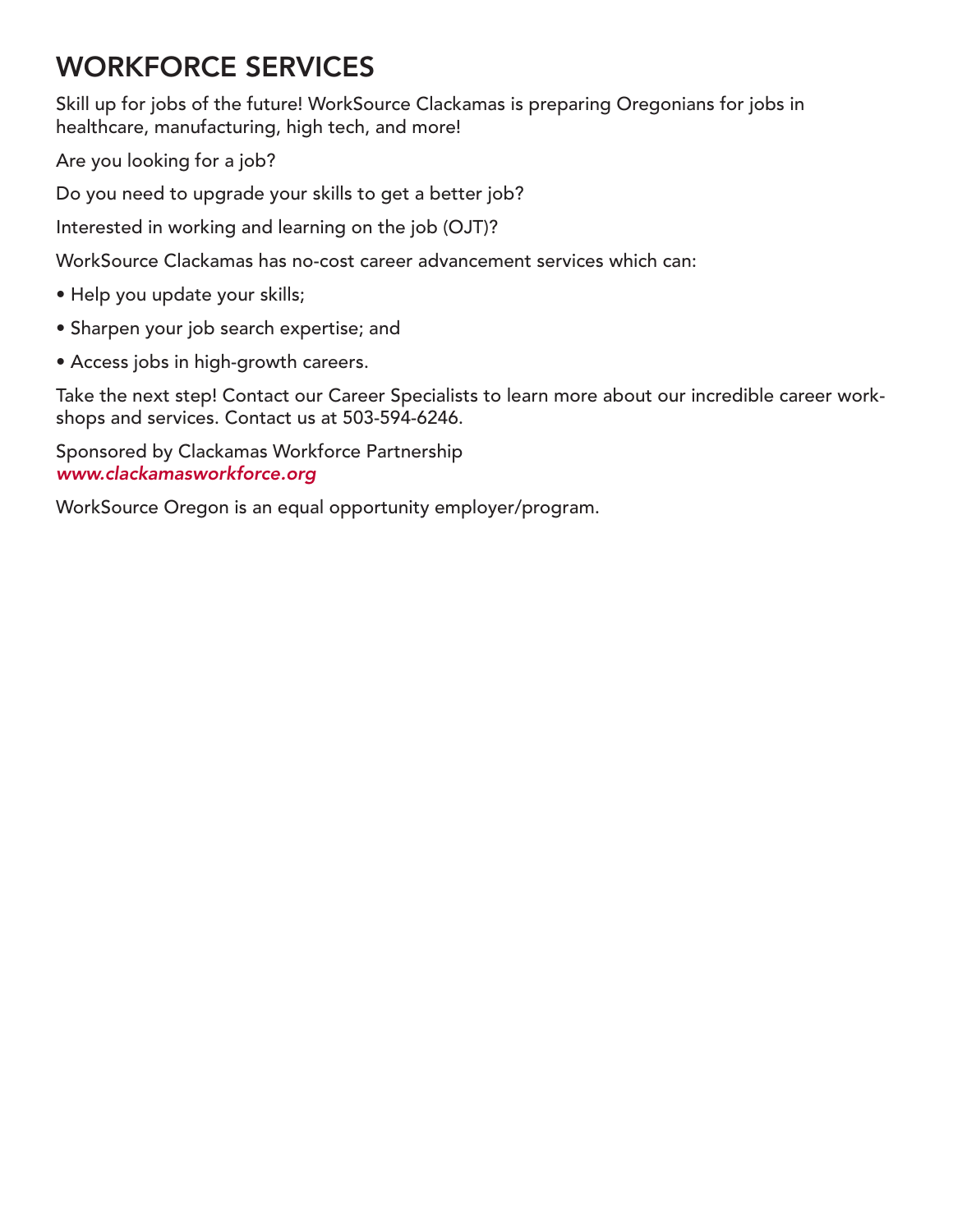# WORKFORCE SERVICES

Skill up for jobs of the future! WorkSource Clackamas is preparing Oregonians for jobs in healthcare, manufacturing, high tech, and more!

Are you looking for a job?

Do you need to upgrade your skills to get a better job?

Interested in working and learning on the job (OJT)?

WorkSource Clackamas has no-cost career advancement services which can:

- Help you update your skills;
- Sharpen your job search expertise; and
- Access jobs in high-growth careers.

Take the next step! Contact our Career Specialists to learn more about our incredible career workshops and services. Contact us at 503-594-6246.

Sponsored by Clackamas Workforce Partnership
*www.clackamasworkforce.org*

WorkSource Oregon is an equal opportunity employer/program.